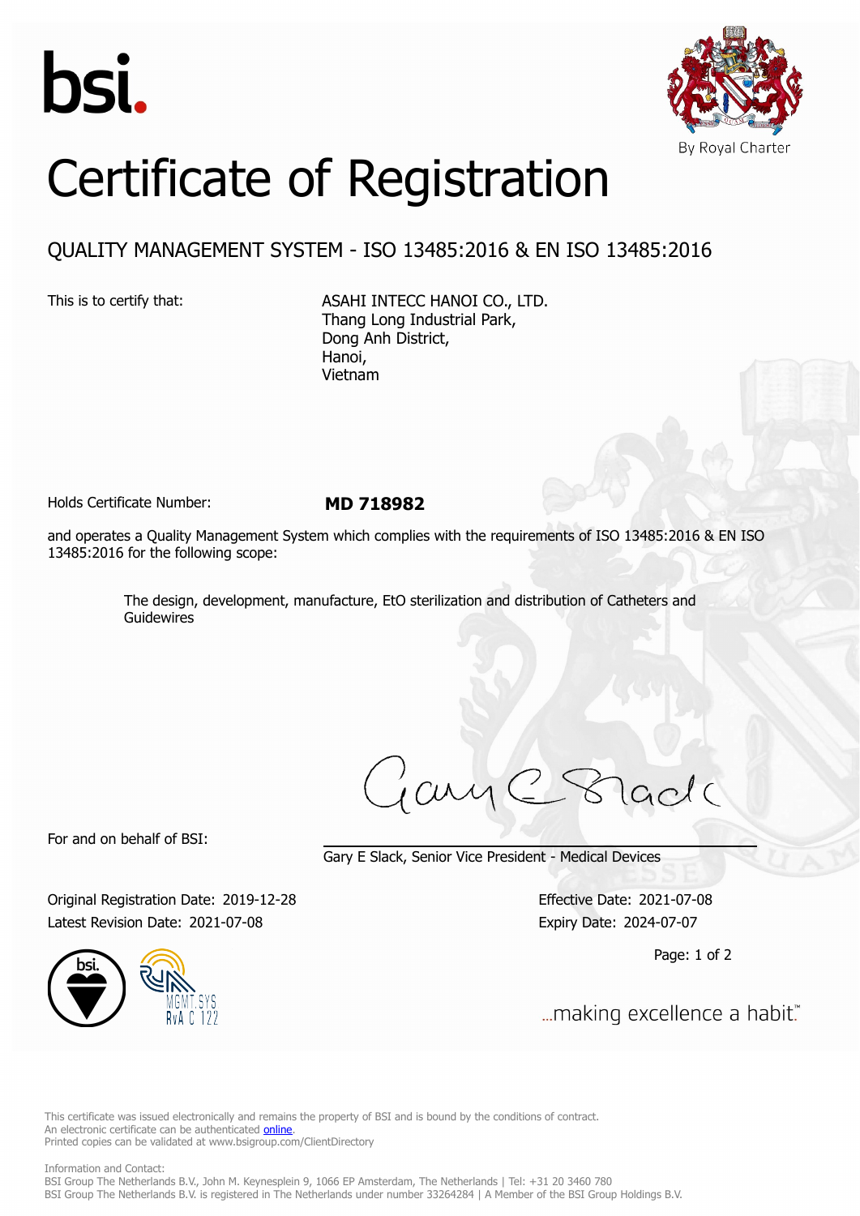bsi.

By Royal Charter

# Certificate of Registration

## QUALITY MANAGEMENT SYSTEM - ISO 13485:2016 & EN ISO 13485:2016

This is to certify that:

ASAHI INTECC HANOI CO., LTD.
Thang Long Industrial Park,
Dong Anh District,
Hanoi,
Vietnam

Holds Certificate Number: **MD 718982**

and operates a Quality Management System which complies with the requirements of ISO 13485:2016 & EN ISO 13485:2016 for the following scope:

The design, development, manufacture, EtO sterilization and distribution of Catheters and Guidewires

For and on behalf of BSI:

Gary E Slack, Senior Vice President - Medical Devices

Original Registration Date: 2019-12-28
Latest Revision Date: 2021-07-08

Effective Date: 2021-07-08
Expiry Date: 2024-07-07

MGMT. SYS RvA C 122

...making excellence a habit.™

This certificate was issued electronically and remains the property of BSI and is bound by the conditions of contract.
An electronic certificate can be authenticated online.
Printed copies can be validated at www.bsigroup.com/ClientDirectory

Information and Contact:
BSI Group The Netherlands B.V., John M. Keynesplein 9, 1066 EP Amsterdam, The Netherlands | Tel: +31 20 3460 780
BSI Group The Netherlands B.V. is registered in The Netherlands under number 33264284 | A Member of the BSI Group Holdings B.V.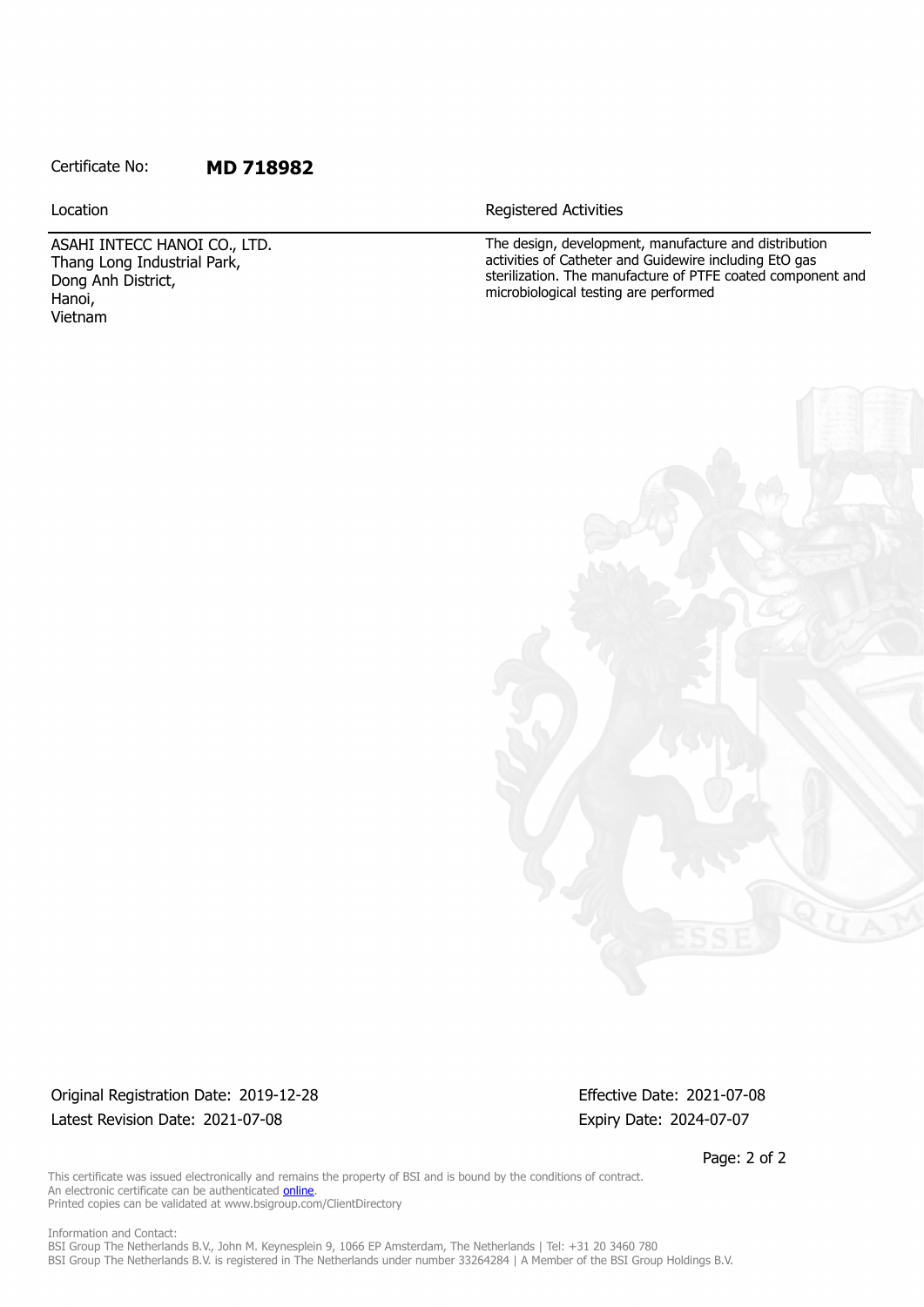Certificate No: **MD 718982**

| Location | Registered Activities |
| --- | --- |
| ASAHI INTECC HANOI CO., LTD.<br>Thang Long Industrial Park,<br>Dong Anh District,<br>Hanoi,<br>Vietnam | The design, development, manufacture and distribution activities of Catheter and Guidewire including EtO gas sterilization. The manufacture of PTFE coated component and microbiological testing are performed |

Original Registration Date: 2019-12-28

Latest Revision Date: 2021-07-08

Effective Date: 2021-07-08

Expiry Date: 2024-07-07

This certificate was issued electronically and remains the property of BSI and is bound by the conditions of contract.
An electronic certificate can be authenticated online.
Printed copies can be validated at www.bsigroup.com/ClientDirectory

Information and Contact:
BSI Group The Netherlands B.V., John M. Keynesplein 9, 1066 EP Amsterdam, The Netherlands | Tel: +31 20 3460 780
BSI Group The Netherlands B.V. is registered in The Netherlands under number 33264284 | A Member of the BSI Group Holdings B.V.